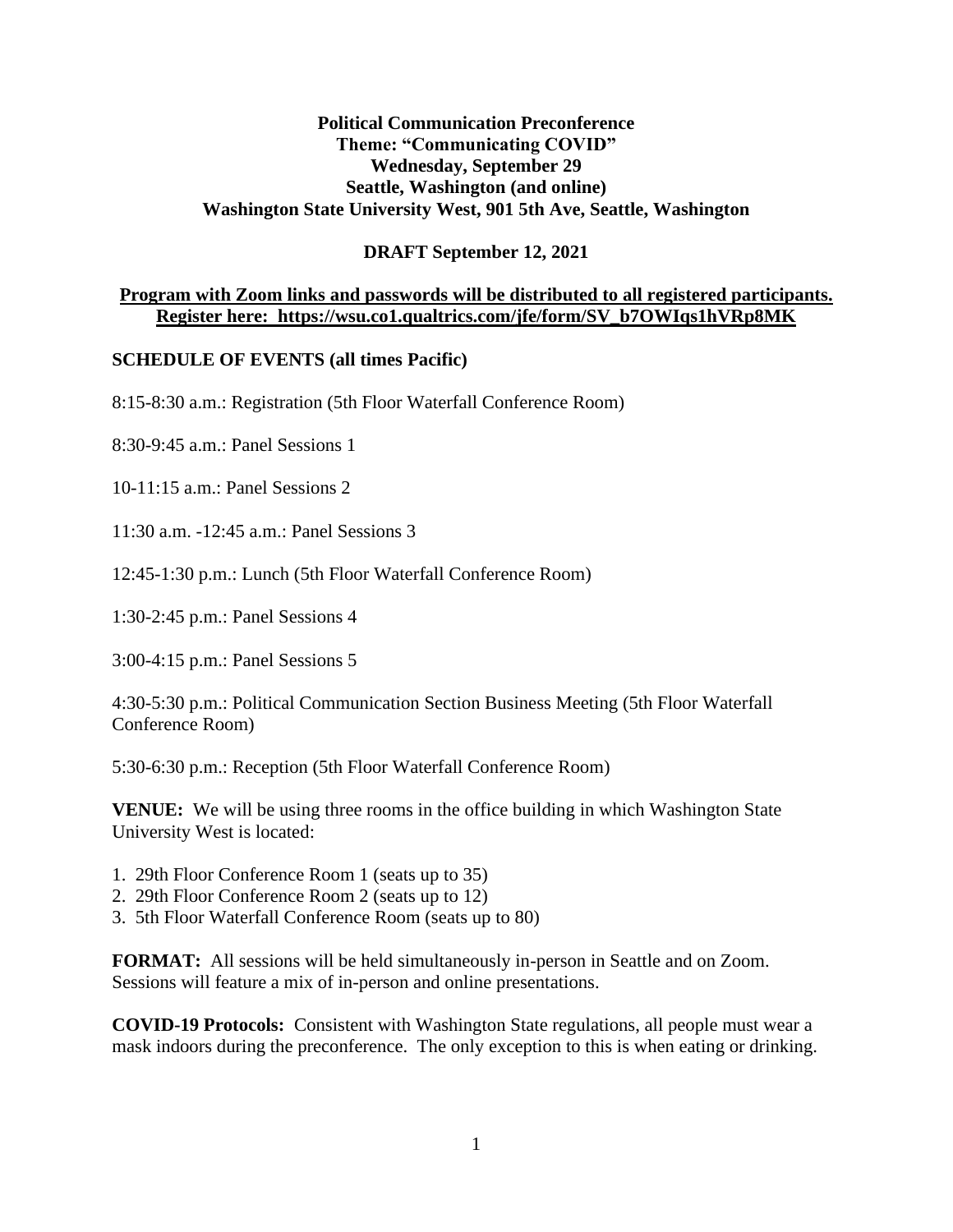**Political Communication Preconference**
**Theme: "Communicating COVID"**
**Wednesday, September 29**
**Seattle, Washington (and online)**
**Washington State University West, 901 5th Ave, Seattle, Washington**

**DRAFT September 12, 2021**

**Program with Zoom links and passwords will be distributed to all registered participants.**
**Register here: https://wsu.co1.qualtrics.com/jfe/form/SV_b7OWIqs1hVRp8MK**

**SCHEDULE OF EVENTS (all times Pacific)**

8:15-8:30 a.m.: Registration (5th Floor Waterfall Conference Room)

8:30-9:45 a.m.: Panel Sessions 1

10-11:15 a.m.: Panel Sessions 2

11:30 a.m. -12:45 a.m.: Panel Sessions 3

12:45-1:30 p.m.: Lunch (5th Floor Waterfall Conference Room)

1:30-2:45 p.m.: Panel Sessions 4

3:00-4:15 p.m.: Panel Sessions 5

4:30-5:30 p.m.: Political Communication Section Business Meeting (5th Floor Waterfall Conference Room)

5:30-6:30 p.m.: Reception (5th Floor Waterfall Conference Room)

**VENUE:** We will be using three rooms in the office building in which Washington State University West is located:

1. 29th Floor Conference Room 1 (seats up to 35)
2. 29th Floor Conference Room 2 (seats up to 12)
3. 5th Floor Waterfall Conference Room (seats up to 80)

**FORMAT:** All sessions will be held simultaneously in-person in Seattle and on Zoom. Sessions will feature a mix of in-person and online presentations.

**COVID-19 Protocols:** Consistent with Washington State regulations, all people must wear a mask indoors during the preconference. The only exception to this is when eating or drinking.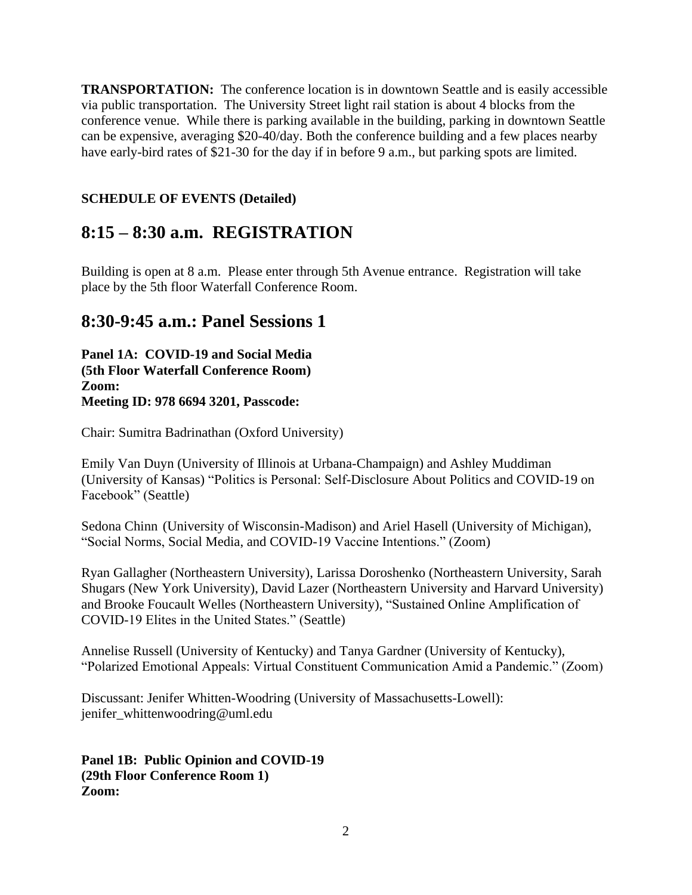**TRANSPORTATION:** The conference location is in downtown Seattle and is easily accessible via public transportation. The University Street light rail station is about 4 blocks from the conference venue. While there is parking available in the building, parking in downtown Seattle can be expensive, averaging $20-40/day. Both the conference building and a few places nearby have early-bird rates of $21-30 for the day if in before 9 a.m., but parking spots are limited.

**SCHEDULE OF EVENTS (Detailed)**

## 8:15 – 8:30 a.m. REGISTRATION

Building is open at 8 a.m. Please enter through 5th Avenue entrance. Registration will take place by the 5th floor Waterfall Conference Room.

## 8:30-9:45 a.m.: Panel Sessions 1

**Panel 1A: COVID-19 and Social Media**
**(5th Floor Waterfall Conference Room)**
**Zoom:**
**Meeting ID: 978 6694 3201, Passcode:**

Chair: Sumitra Badrinathan (Oxford University)

Emily Van Duyn (University of Illinois at Urbana-Champaign) and Ashley Muddiman (University of Kansas) "Politics is Personal: Self-Disclosure About Politics and COVID-19 on Facebook" (Seattle)

Sedona Chinn (University of Wisconsin-Madison) and Ariel Hasell (University of Michigan), "Social Norms, Social Media, and COVID-19 Vaccine Intentions." (Zoom)

Ryan Gallagher (Northeastern University), Larissa Doroshenko (Northeastern University, Sarah Shugars (New York University), David Lazer (Northeastern University and Harvard University) and Brooke Foucault Welles (Northeastern University), "Sustained Online Amplification of COVID-19 Elites in the United States." (Seattle)

Annelise Russell (University of Kentucky) and Tanya Gardner (University of Kentucky), "Polarized Emotional Appeals: Virtual Constituent Communication Amid a Pandemic." (Zoom)

Discussant: Jenifer Whitten-Woodring (University of Massachusetts-Lowell): jenifer_whittenwoodring@uml.edu

**Panel 1B: Public Opinion and COVID-19**
**(29th Floor Conference Room 1)**
**Zoom:**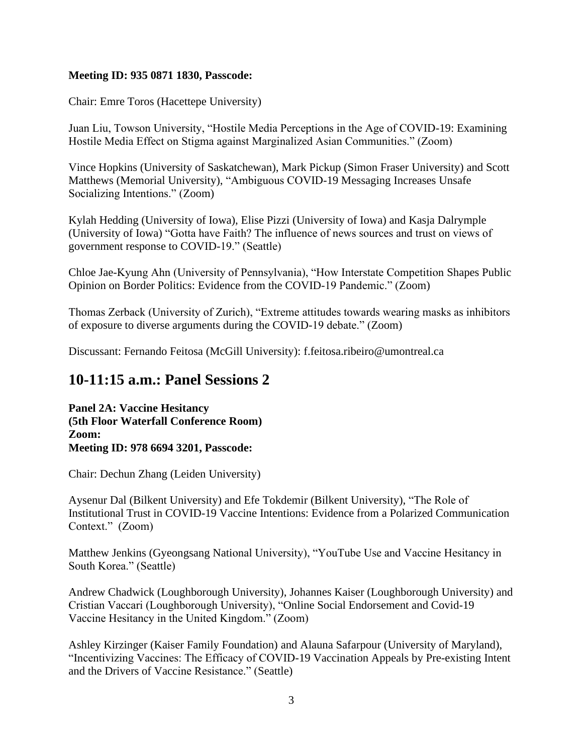**Meeting ID: 935 0871 1830, Passcode:**

Chair: Emre Toros (Hacettepe University)

Juan Liu, Towson University, "Hostile Media Perceptions in the Age of COVID-19: Examining Hostile Media Effect on Stigma against Marginalized Asian Communities." (Zoom)

Vince Hopkins (University of Saskatchewan), Mark Pickup (Simon Fraser University) and Scott Matthews (Memorial University), "Ambiguous COVID-19 Messaging Increases Unsafe Socializing Intentions." (Zoom)

Kylah Hedding (University of Iowa), Elise Pizzi (University of Iowa) and Kasja Dalrymple (University of Iowa) "Gotta have Faith? The influence of news sources and trust on views of government response to COVID-19." (Seattle)

Chloe Jae-Kyung Ahn (University of Pennsylvania), "How Interstate Competition Shapes Public Opinion on Border Politics: Evidence from the COVID-19 Pandemic." (Zoom)

Thomas Zerback (University of Zurich), "Extreme attitudes towards wearing masks as inhibitors of exposure to diverse arguments during the COVID-19 debate." (Zoom)

Discussant: Fernando Feitosa (McGill University): f.feitosa.ribeiro@umontreal.ca

## 10-11:15 a.m.: Panel Sessions 2

**Panel 2A: Vaccine Hesitancy**
**(5th Floor Waterfall Conference Room)**
**Zoom:**
**Meeting ID: 978 6694 3201, Passcode:**

Chair: Dechun Zhang (Leiden University)

Aysenur Dal (Bilkent University) and Efe Tokdemir (Bilkent University), "The Role of Institutional Trust in COVID-19 Vaccine Intentions: Evidence from a Polarized Communication Context." (Zoom)

Matthew Jenkins (Gyeongsang National University), "YouTube Use and Vaccine Hesitancy in South Korea." (Seattle)

Andrew Chadwick (Loughborough University), Johannes Kaiser (Loughborough University) and Cristian Vaccari (Loughborough University), "Online Social Endorsement and Covid-19 Vaccine Hesitancy in the United Kingdom." (Zoom)

Ashley Kirzinger (Kaiser Family Foundation) and Alauna Safarpour (University of Maryland), "Incentivizing Vaccines: The Efficacy of COVID-19 Vaccination Appeals by Pre-existing Intent and the Drivers of Vaccine Resistance." (Seattle)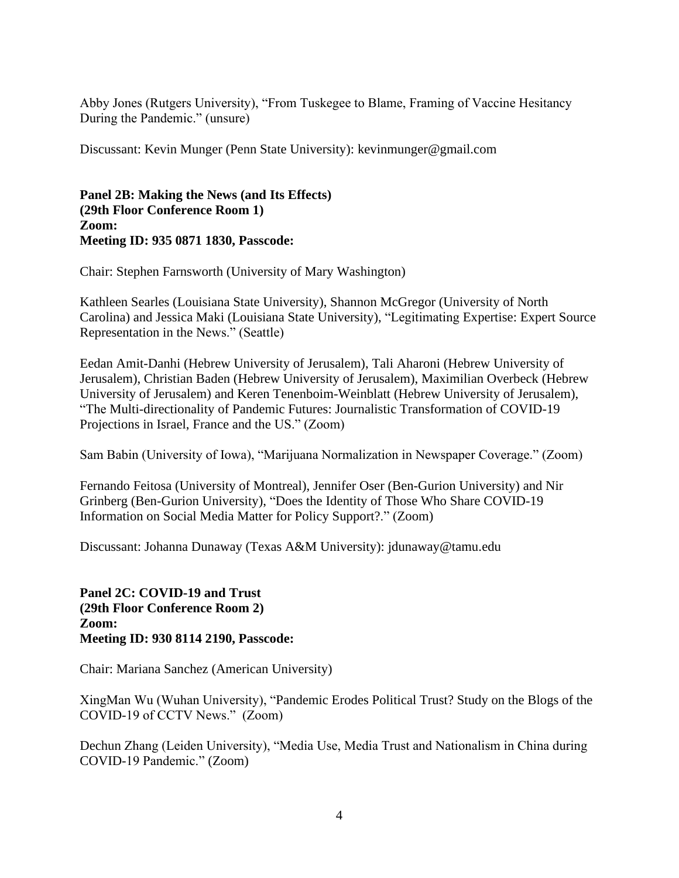Abby Jones (Rutgers University), "From Tuskegee to Blame, Framing of Vaccine Hesitancy During the Pandemic." (unsure)

Discussant: Kevin Munger (Penn State University): kevinmunger@gmail.com

**Panel 2B: Making the News (and Its Effects)**
**(29th Floor Conference Room 1)**
**Zoom:**
**Meeting ID: 935 0871 1830, Passcode:**

Chair: Stephen Farnsworth (University of Mary Washington)

Kathleen Searles (Louisiana State University), Shannon McGregor (University of North Carolina) and Jessica Maki (Louisiana State University), "Legitimating Expertise: Expert Source Representation in the News." (Seattle)

Eedan Amit-Danhi (Hebrew University of Jerusalem), Tali Aharoni (Hebrew University of Jerusalem), Christian Baden (Hebrew University of Jerusalem), Maximilian Overbeck (Hebrew University of Jerusalem) and Keren Tenenboim-Weinblatt (Hebrew University of Jerusalem), "The Multi-directionality of Pandemic Futures: Journalistic Transformation of COVID-19 Projections in Israel, France and the US." (Zoom)

Sam Babin (University of Iowa), "Marijuana Normalization in Newspaper Coverage." (Zoom)

Fernando Feitosa (University of Montreal), Jennifer Oser (Ben-Gurion University) and Nir Grinberg (Ben-Gurion University), "Does the Identity of Those Who Share COVID-19 Information on Social Media Matter for Policy Support?." (Zoom)

Discussant: Johanna Dunaway (Texas A&M University): jdunaway@tamu.edu

**Panel 2C: COVID-19 and Trust**
**(29th Floor Conference Room 2)**
**Zoom:**
**Meeting ID: 930 8114 2190, Passcode:**

Chair: Mariana Sanchez (American University)

XingMan Wu (Wuhan University), "Pandemic Erodes Political Trust? Study on the Blogs of the COVID-19 of CCTV News." (Zoom)

Dechun Zhang (Leiden University), "Media Use, Media Trust and Nationalism in China during COVID-19 Pandemic." (Zoom)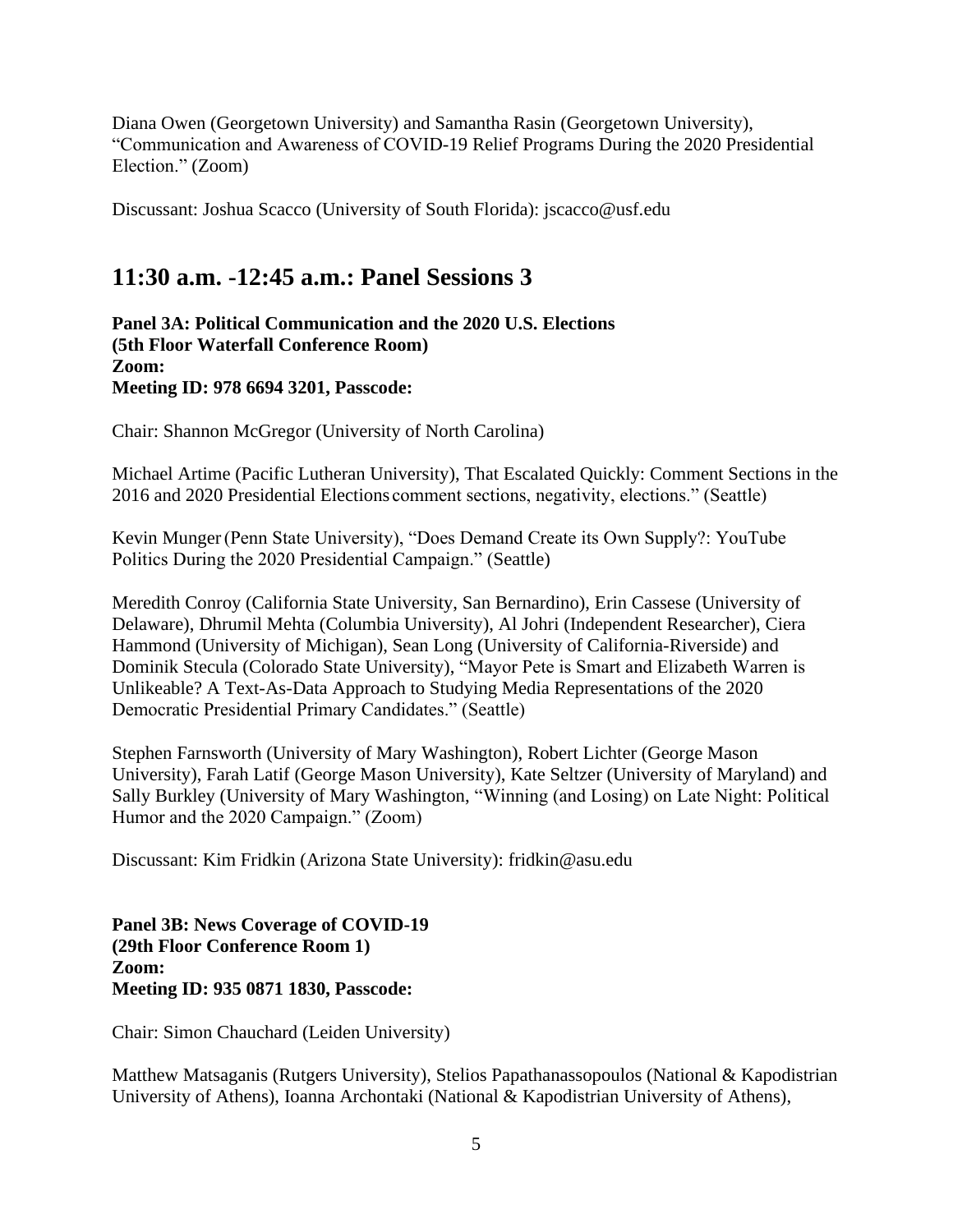Diana Owen (Georgetown University) and Samantha Rasin (Georgetown University), "Communication and Awareness of COVID-19 Relief Programs During the 2020 Presidential Election." (Zoom)

Discussant: Joshua Scacco (University of South Florida): jscacco@usf.edu

## 11:30 a.m. -12:45 a.m.: Panel Sessions 3

**Panel 3A: Political Communication and the 2020 U.S. Elections**
**(5th Floor Waterfall Conference Room)**
**Zoom:**
**Meeting ID: 978 6694 3201, Passcode:**

Chair: Shannon McGregor (University of North Carolina)

Michael Artime (Pacific Lutheran University), That Escalated Quickly: Comment Sections in the 2016 and 2020 Presidential Elections comment sections, negativity, elections." (Seattle)

Kevin Munger (Penn State University), "Does Demand Create its Own Supply?: YouTube Politics During the 2020 Presidential Campaign." (Seattle)

Meredith Conroy (California State University, San Bernardino), Erin Cassese (University of Delaware), Dhrumil Mehta (Columbia University), Al Johri (Independent Researcher), Ciera Hammond (University of Michigan), Sean Long (University of California-Riverside) and Dominik Stecula (Colorado State University), "Mayor Pete is Smart and Elizabeth Warren is Unlikeable? A Text-As-Data Approach to Studying Media Representations of the 2020 Democratic Presidential Primary Candidates." (Seattle)

Stephen Farnsworth (University of Mary Washington), Robert Lichter (George Mason University), Farah Latif (George Mason University), Kate Seltzer (University of Maryland) and Sally Burkley (University of Mary Washington, "Winning (and Losing) on Late Night: Political Humor and the 2020 Campaign." (Zoom)

Discussant: Kim Fridkin (Arizona State University): fridkin@asu.edu

**Panel 3B: News Coverage of COVID-19**
**(29th Floor Conference Room 1)**
**Zoom:**
**Meeting ID: 935 0871 1830, Passcode:**

Chair: Simon Chauchard (Leiden University)

Matthew Matsaganis (Rutgers University), Stelios Papathanassopoulos (National & Kapodistrian University of Athens), Ioanna Archontaki (National & Kapodistrian University of Athens),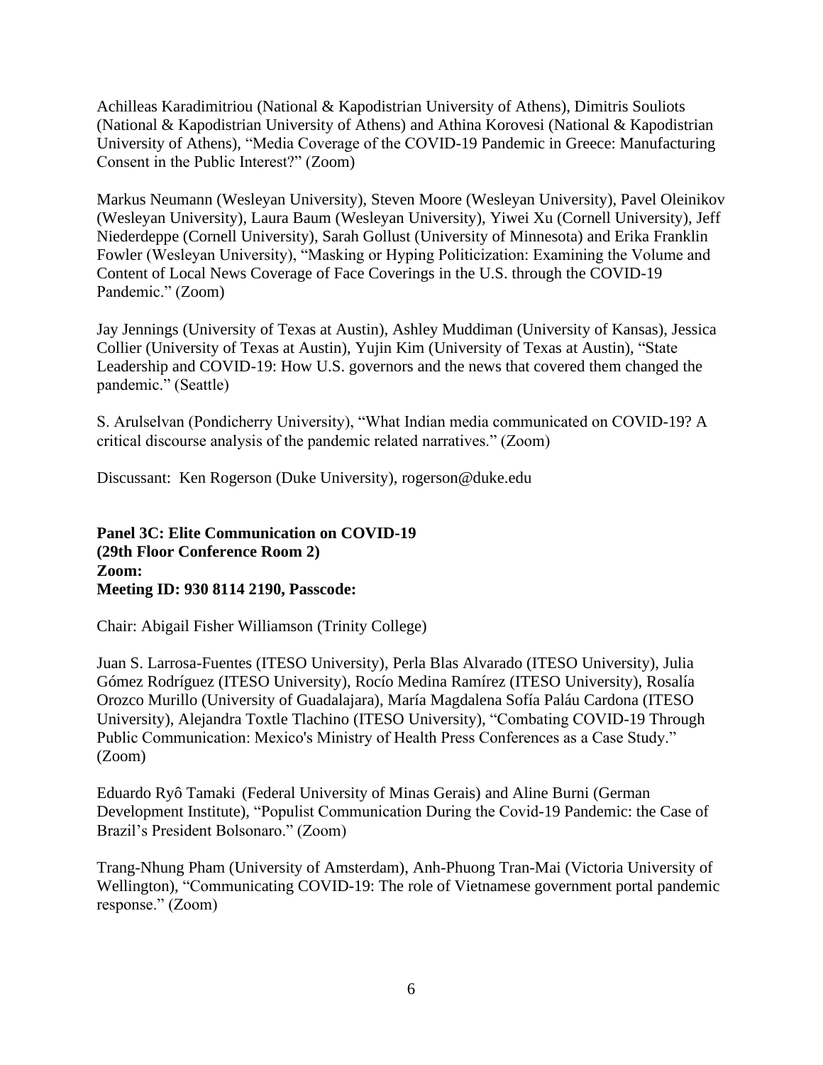Achilleas Karadimitriou (National & Kapodistrian University of Athens), Dimitris Souliots (National & Kapodistrian University of Athens) and Athina Korovesi (National & Kapodistrian University of Athens), "Media Coverage of the COVID-19 Pandemic in Greece: Manufacturing Consent in the Public Interest?" (Zoom)

Markus Neumann (Wesleyan University), Steven Moore (Wesleyan University), Pavel Oleinikov (Wesleyan University), Laura Baum (Wesleyan University), Yiwei Xu (Cornell University), Jeff Niederdeppe (Cornell University), Sarah Gollust (University of Minnesota) and Erika Franklin Fowler (Wesleyan University), "Masking or Hyping Politicization: Examining the Volume and Content of Local News Coverage of Face Coverings in the U.S. through the COVID-19 Pandemic." (Zoom)

Jay Jennings (University of Texas at Austin), Ashley Muddiman (University of Kansas), Jessica Collier (University of Texas at Austin), Yujin Kim (University of Texas at Austin), "State Leadership and COVID-19: How U.S. governors and the news that covered them changed the pandemic." (Seattle)

S. Arulselvan (Pondicherry University), "What Indian media communicated on COVID-19? A critical discourse analysis of the pandemic related narratives." (Zoom)

Discussant: Ken Rogerson (Duke University), rogerson@duke.edu

**Panel 3C: Elite Communication on COVID-19**
**(29th Floor Conference Room 2)**
**Zoom:**
**Meeting ID: 930 8114 2190, Passcode:**

Chair: Abigail Fisher Williamson (Trinity College)

Juan S. Larrosa-Fuentes (ITESO University), Perla Blas Alvarado (ITESO University), Julia Gómez Rodríguez (ITESO University), Rocío Medina Ramírez (ITESO University), Rosalía Orozco Murillo (University of Guadalajara), María Magdalena Sofía Paláu Cardona (ITESO University), Alejandra Toxtle Tlachino (ITESO University), "Combating COVID-19 Through Public Communication: Mexico's Ministry of Health Press Conferences as a Case Study." (Zoom)

Eduardo Ryô Tamaki (Federal University of Minas Gerais) and Aline Burni (German Development Institute), "Populist Communication During the Covid-19 Pandemic: the Case of Brazil's President Bolsonaro." (Zoom)

Trang-Nhung Pham (University of Amsterdam), Anh-Phuong Tran-Mai (Victoria University of Wellington), "Communicating COVID-19: The role of Vietnamese government portal pandemic response." (Zoom)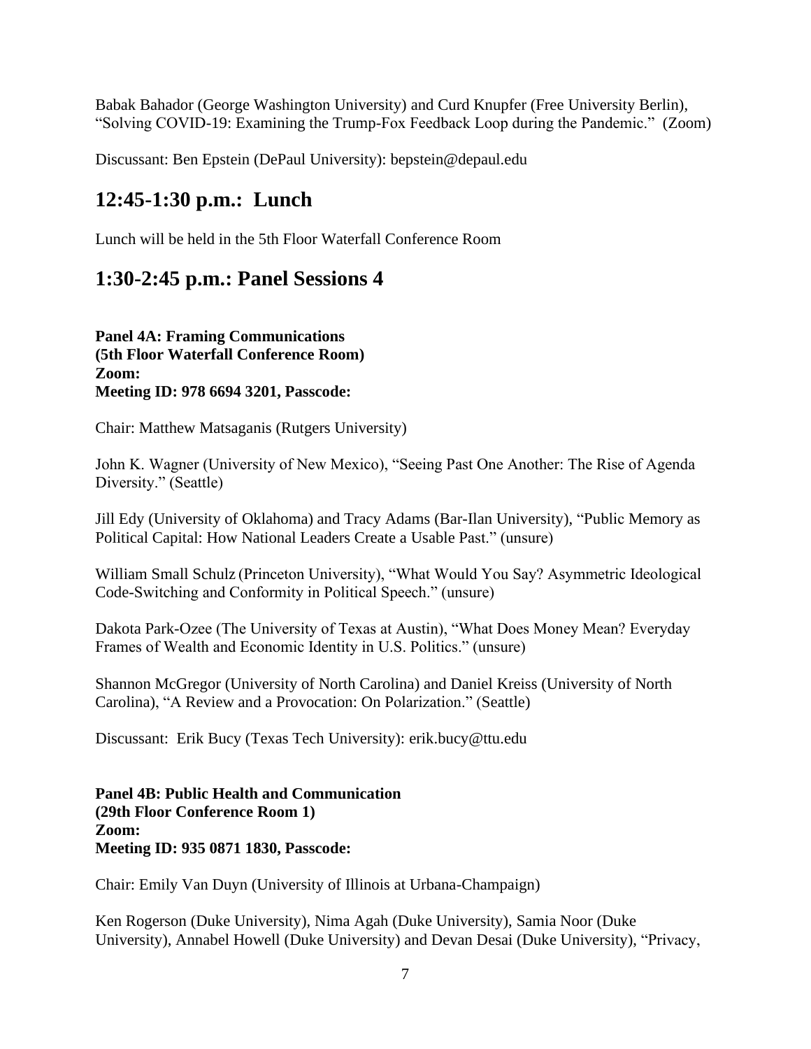Babak Bahador (George Washington University) and Curd Knupfer (Free University Berlin), "Solving COVID-19: Examining the Trump-Fox Feedback Loop during the Pandemic." (Zoom)

Discussant: Ben Epstein (DePaul University): bepstein@depaul.edu

## 12:45-1:30 p.m.: Lunch

Lunch will be held in the 5th Floor Waterfall Conference Room

## 1:30-2:45 p.m.: Panel Sessions 4

**Panel 4A: Framing Communications**
**(5th Floor Waterfall Conference Room)**
**Zoom:**
**Meeting ID: 978 6694 3201, Passcode:**

Chair: Matthew Matsaganis (Rutgers University)

John K. Wagner (University of New Mexico), "Seeing Past One Another: The Rise of Agenda Diversity." (Seattle)

Jill Edy (University of Oklahoma) and Tracy Adams (Bar-Ilan University), "Public Memory as Political Capital: How National Leaders Create a Usable Past." (unsure)

William Small Schulz (Princeton University), "What Would You Say? Asymmetric Ideological Code-Switching and Conformity in Political Speech." (unsure)

Dakota Park-Ozee (The University of Texas at Austin), "What Does Money Mean? Everyday Frames of Wealth and Economic Identity in U.S. Politics." (unsure)

Shannon McGregor (University of North Carolina) and Daniel Kreiss (University of North Carolina), "A Review and a Provocation: On Polarization." (Seattle)

Discussant: Erik Bucy (Texas Tech University): erik.bucy@ttu.edu

**Panel 4B: Public Health and Communication**
**(29th Floor Conference Room 1)**
**Zoom:**
**Meeting ID: 935 0871 1830, Passcode:**

Chair: Emily Van Duyn (University of Illinois at Urbana-Champaign)

Ken Rogerson (Duke University), Nima Agah (Duke University), Samia Noor (Duke University), Annabel Howell (Duke University) and Devan Desai (Duke University), "Privacy,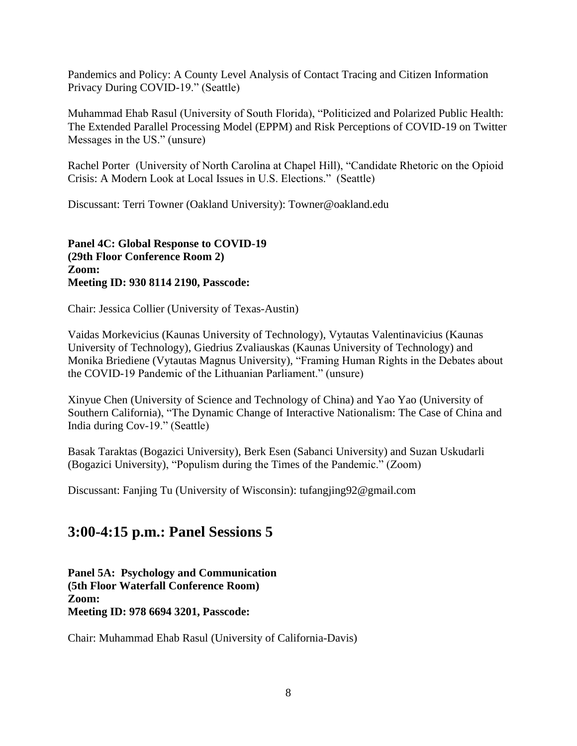Pandemics and Policy: A County Level Analysis of Contact Tracing and Citizen Information Privacy During COVID-19." (Seattle)

Muhammad Ehab Rasul (University of South Florida), "Politicized and Polarized Public Health: The Extended Parallel Processing Model (EPPM) and Risk Perceptions of COVID-19 on Twitter Messages in the US." (unsure)

Rachel Porter (University of North Carolina at Chapel Hill), "Candidate Rhetoric on the Opioid Crisis: A Modern Look at Local Issues in U.S. Elections." (Seattle)

Discussant: Terri Towner (Oakland University): Towner@oakland.edu

**Panel 4C: Global Response to COVID-19**
**(29th Floor Conference Room 2)**
**Zoom:**
**Meeting ID: 930 8114 2190, Passcode:**

Chair: Jessica Collier (University of Texas-Austin)

Vaidas Morkevicius (Kaunas University of Technology), Vytautas Valentinavicius (Kaunas University of Technology), Giedrius Zvaliauskas (Kaunas University of Technology) and Monika Briediene (Vytautas Magnus University), "Framing Human Rights in the Debates about the COVID-19 Pandemic of the Lithuanian Parliament." (unsure)

Xinyue Chen (University of Science and Technology of China) and Yao Yao (University of Southern California), "The Dynamic Change of Interactive Nationalism: The Case of China and India during Cov-19." (Seattle)

Basak Taraktas (Bogazici University), Berk Esen (Sabanci University) and Suzan Uskudarli (Bogazici University), "Populism during the Times of the Pandemic." (Zoom)

Discussant: Fanjing Tu (University of Wisconsin): tufangjing92@gmail.com

## 3:00-4:15 p.m.: Panel Sessions 5

**Panel 5A: Psychology and Communication**
**(5th Floor Waterfall Conference Room)**
**Zoom:**
**Meeting ID: 978 6694 3201, Passcode:**

Chair: Muhammad Ehab Rasul (University of California-Davis)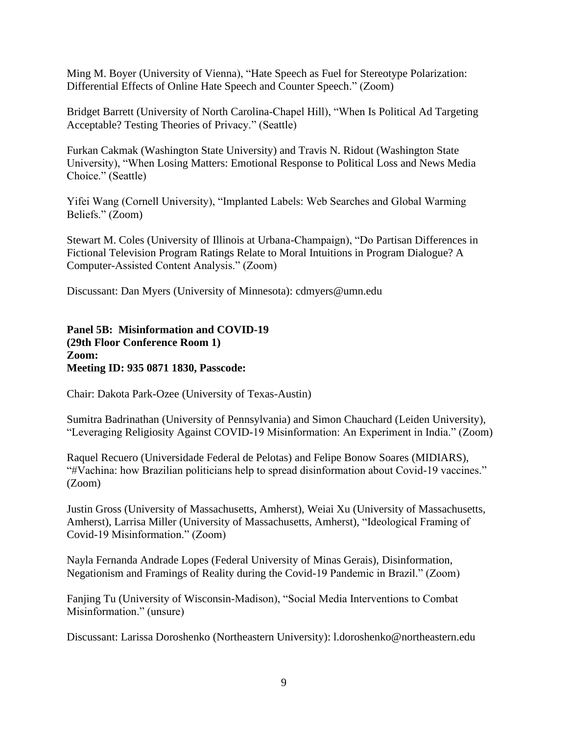Ming M. Boyer (University of Vienna), “Hate Speech as Fuel for Stereotype Polarization: Differential Effects of Online Hate Speech and Counter Speech.” (Zoom)

Bridget Barrett (University of North Carolina-Chapel Hill), “When Is Political Ad Targeting Acceptable? Testing Theories of Privacy.” (Seattle)

Furkan Cakmak (Washington State University) and Travis N. Ridout (Washington State University), “When Losing Matters: Emotional Response to Political Loss and News Media Choice.” (Seattle)

Yifei Wang (Cornell University), “Implanted Labels: Web Searches and Global Warming Beliefs.” (Zoom)

Stewart M. Coles (University of Illinois at Urbana-Champaign), “Do Partisan Differences in Fictional Television Program Ratings Relate to Moral Intuitions in Program Dialogue? A Computer-Assisted Content Analysis.” (Zoom)

Discussant: Dan Myers (University of Minnesota): cdmyers@umn.edu

**Panel 5B: Misinformation and COVID-19**
**(29th Floor Conference Room 1)**
**Zoom:**
**Meeting ID: 935 0871 1830, Passcode:**

Chair: Dakota Park-Ozee (University of Texas-Austin)

Sumitra Badrinathan (University of Pennsylvania) and Simon Chauchard (Leiden University), “Leveraging Religiosity Against COVID-19 Misinformation: An Experiment in India.” (Zoom)

Raquel Recuero (Universidade Federal de Pelotas) and Felipe Bonow Soares (MIDIARS), “#Vachina: how Brazilian politicians help to spread disinformation about Covid-19 vaccines.” (Zoom)

Justin Gross (University of Massachusetts, Amherst), Weiai Xu (University of Massachusetts, Amherst), Larrisa Miller (University of Massachusetts, Amherst), “Ideological Framing of Covid-19 Misinformation.” (Zoom)

Nayla Fernanda Andrade Lopes (Federal University of Minas Gerais), Disinformation, Negationism and Framings of Reality during the Covid-19 Pandemic in Brazil.” (Zoom)

Fanjing Tu (University of Wisconsin-Madison), “Social Media Interventions to Combat Misinformation.” (unsure)

Discussant: Larissa Doroshenko (Northeastern University): l.doroshenko@northeastern.edu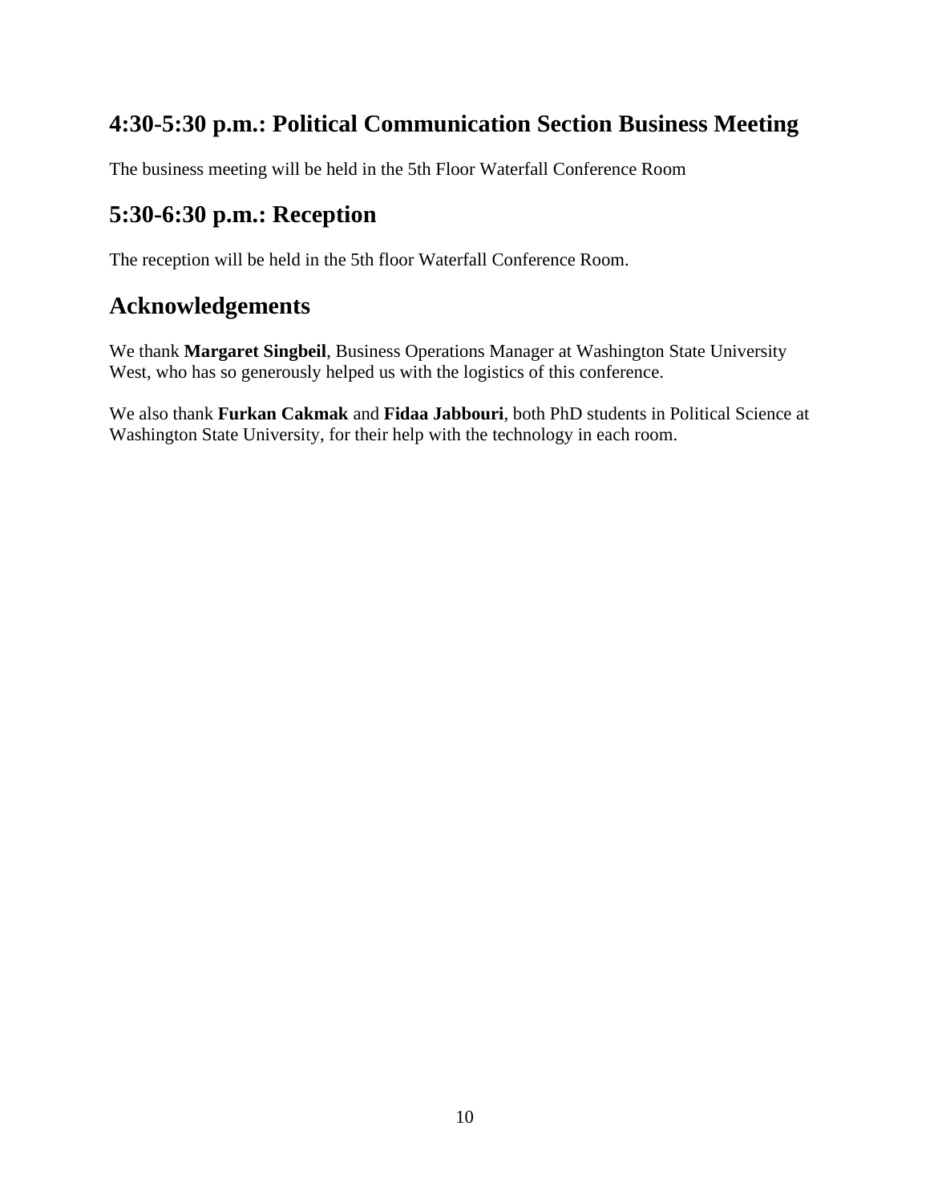## 4:30-5:30 p.m.: Political Communication Section Business Meeting

The business meeting will be held in the 5th Floor Waterfall Conference Room

## 5:30-6:30 p.m.: Reception

The reception will be held in the 5th floor Waterfall Conference Room.

## Acknowledgements

We thank **Margaret Singbeil**, Business Operations Manager at Washington State University West, who has so generously helped us with the logistics of this conference.

We also thank **Furkan Cakmak** and **Fidaa Jabbouri**, both PhD students in Political Science at Washington State University, for their help with the technology in each room.